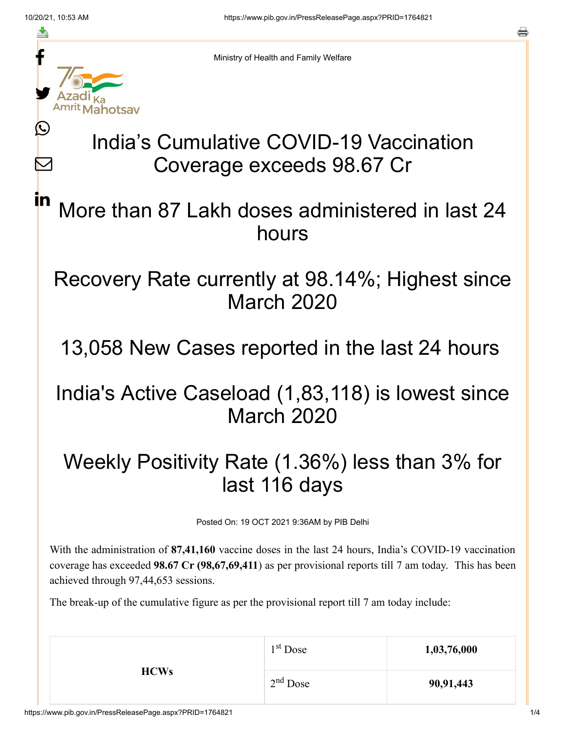Ministry of Health and Family Welfare

# India's Cumulative COVID-19 Vaccination Coverage exceeds 98.67 Cr

## More than 87 Lakh doses administered in last 24 hours

## Recovery Rate currently at 98.14%; Highest since March 2020

## 13,058 New Cases reported in the last 24 hours

## India's Active Caseload (1,83,118) is lowest since March 2020

## Weekly Positivity Rate (1.36%) less than 3% for last 116 days

Posted On: 19 OCT 2021 9:36AM by PIB Delhi

With the administration of **87,41,160** vaccine doses in the last 24 hours, India's COVID-19 vaccination coverage has exceeded **98.67 Cr (98,67,69,411**) as per provisional reports till 7 am today. This has been achieved through 97,44,653 sessions.

The break-up of the cumulative figure as per the provisional report till 7 am today include:

| | | |
|---|---|---|
| **HCWs** | 1st Dose | **1,03,76,000** |
| | 2nd Dose | **90,91,443** |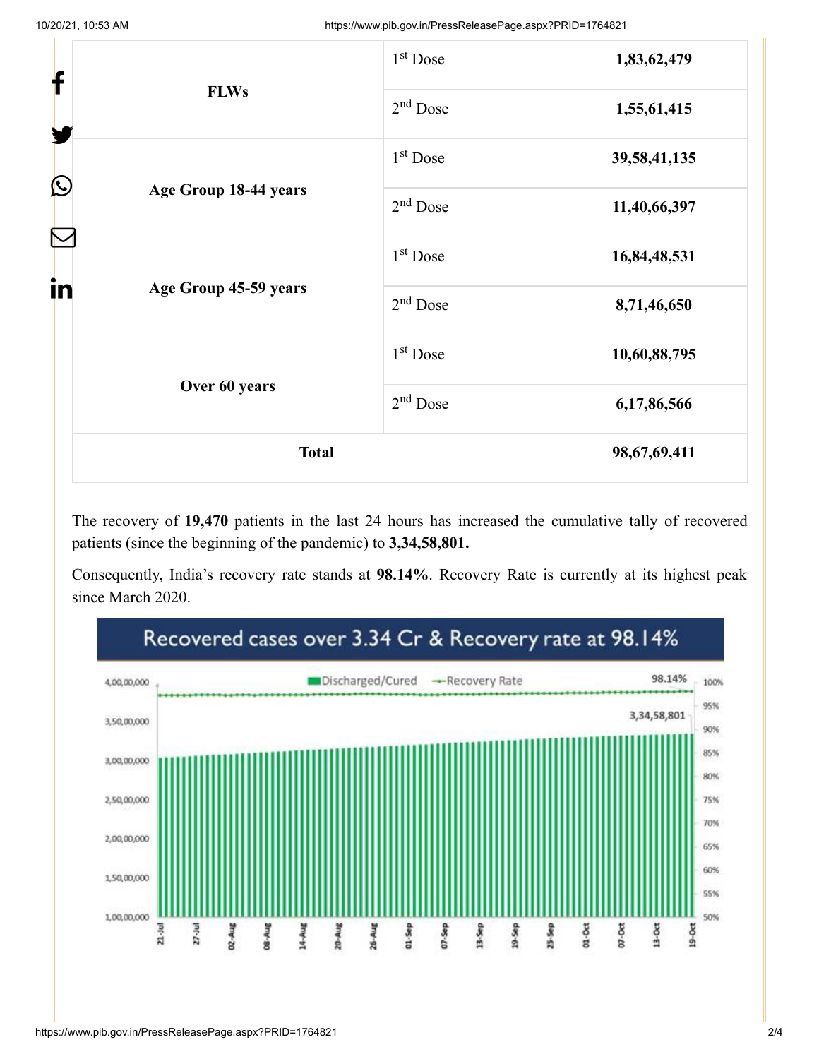| | | |
|---|---|---|
| FLWs | 1st Dose | 1,83,62,479 |
| | 2nd Dose | 1,55,61,415 |
| Age Group 18-44 years | 1st Dose | 39,58,41,135 |
| | 2nd Dose | 11,40,66,397 |
| Age Group 45-59 years | 1st Dose | 16,84,48,531 |
| | 2nd Dose | 8,71,46,650 |
| Over 60 years | 1st Dose | 10,60,88,795 |
| | 2nd Dose | 6,17,86,566 |
| Total | | 98,67,69,411 |

The recovery of **19,470** patients in the last 24 hours has increased the cumulative tally of recovered patients (since the beginning of the pandemic) to **3,34,58,801.**

Consequently, India's recovery rate stands at **98.14%**. Recovery Rate is currently at its highest peak since March 2020.

Recovered cases over 3.34 Cr & Recovery rate at 98.14%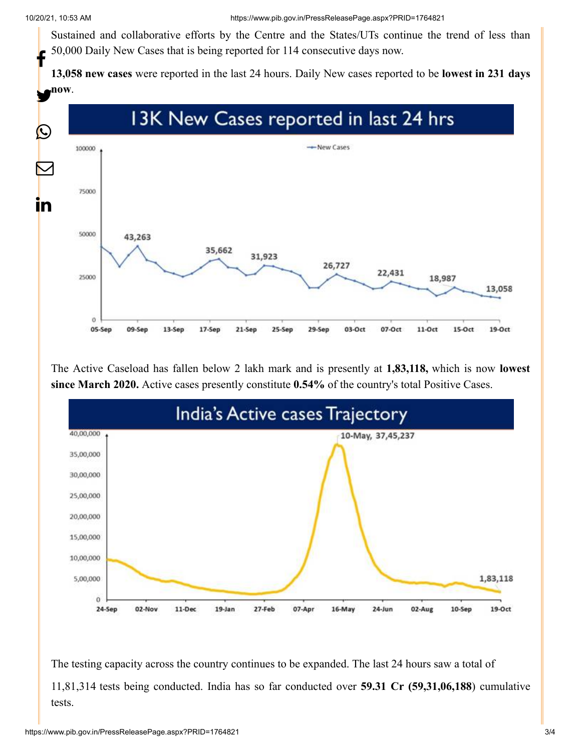Sustained and collaborative efforts by the Centre and the States/UTs continue the trend of less than 50,000 Daily New Cases that is being reported for 114 consecutive days now.

**13,058 new cases** were reported in the last 24 hours. Daily New cases reported to be **lowest in 231 days now**.

13K New Cases reported in last 24 hrs

The Active Caseload has fallen below 2 lakh mark and is presently at **1,83,118,** which is now **lowest since March 2020.** Active cases presently constitute **0.54%** of the country's total Positive Cases.

India's Active cases Trajectory

The testing capacity across the country continues to be expanded. The last 24 hours saw a total of 11,81,314 tests being conducted. India has so far conducted over **59.31 Cr (59,31,06,188**) cumulative tests.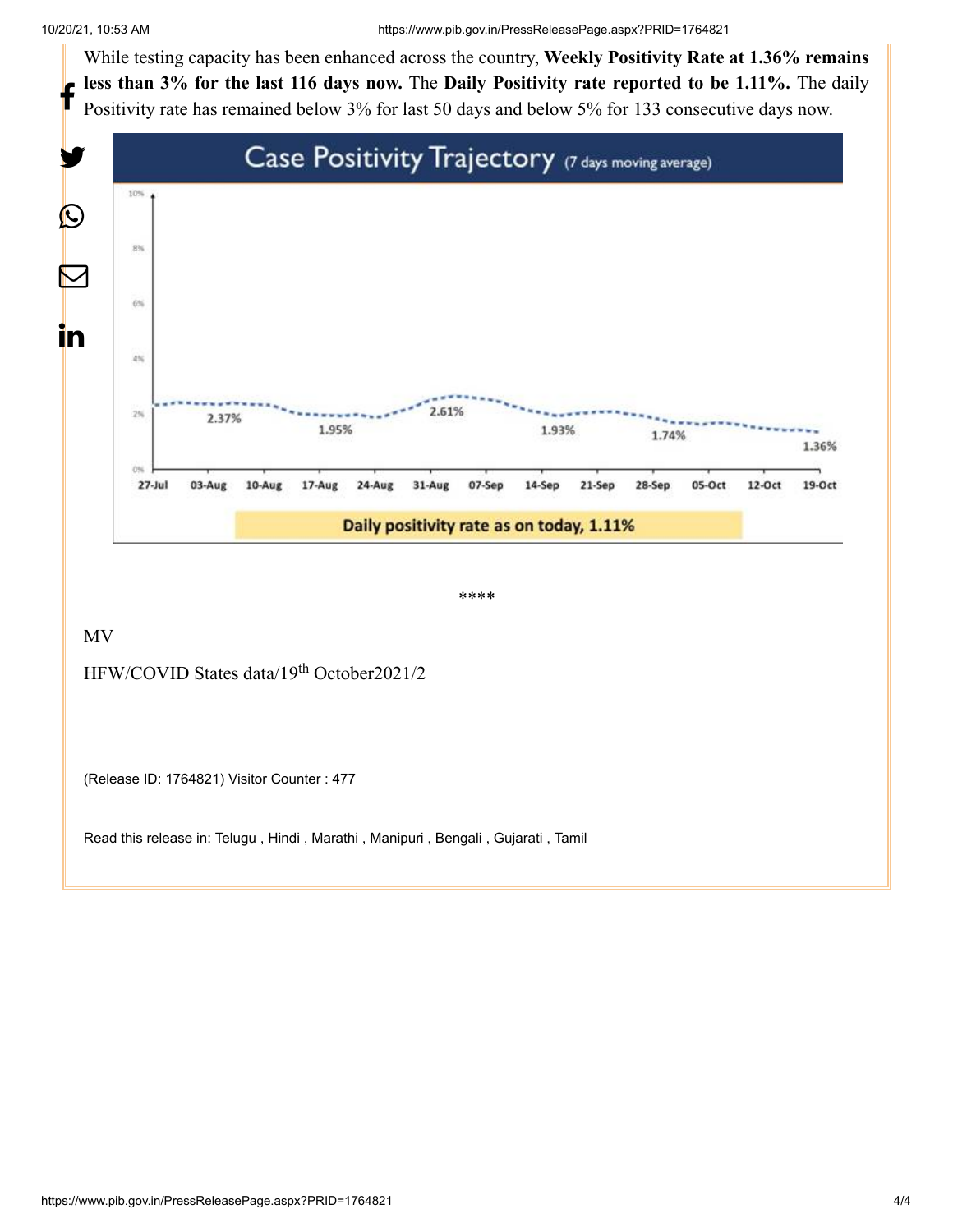While testing capacity has been enhanced across the country, **Weekly Positivity Rate at 1.36% remains less than 3% for the last 116 days now.** The **Daily Positivity rate reported to be 1.11%.** The daily Positivity rate has remained below 3% for last 50 days and below 5% for 133 consecutive days now.

Case Positivity Trajectory (7 days moving average)

10%
8%
6%
4%
2%
0%

2.37%
1.95%
2.61%
1.93%
1.74%
1.36%

27-Jul
03-Aug
10-Aug
17-Aug
24-Aug
31-Aug
07-Sep
14-Sep
21-Sep
28-Sep
05-Oct
12-Oct
19-Oct

Daily positivity rate as on today, 1.11%

\*\*\*\*

MV

HFW/COVID States data/19th October2021/2

(Release ID: 1764821) Visitor Counter : 477

Read this release in: Telugu , Hindi , Marathi , Manipuri , Bengali , Gujarati , Tamil